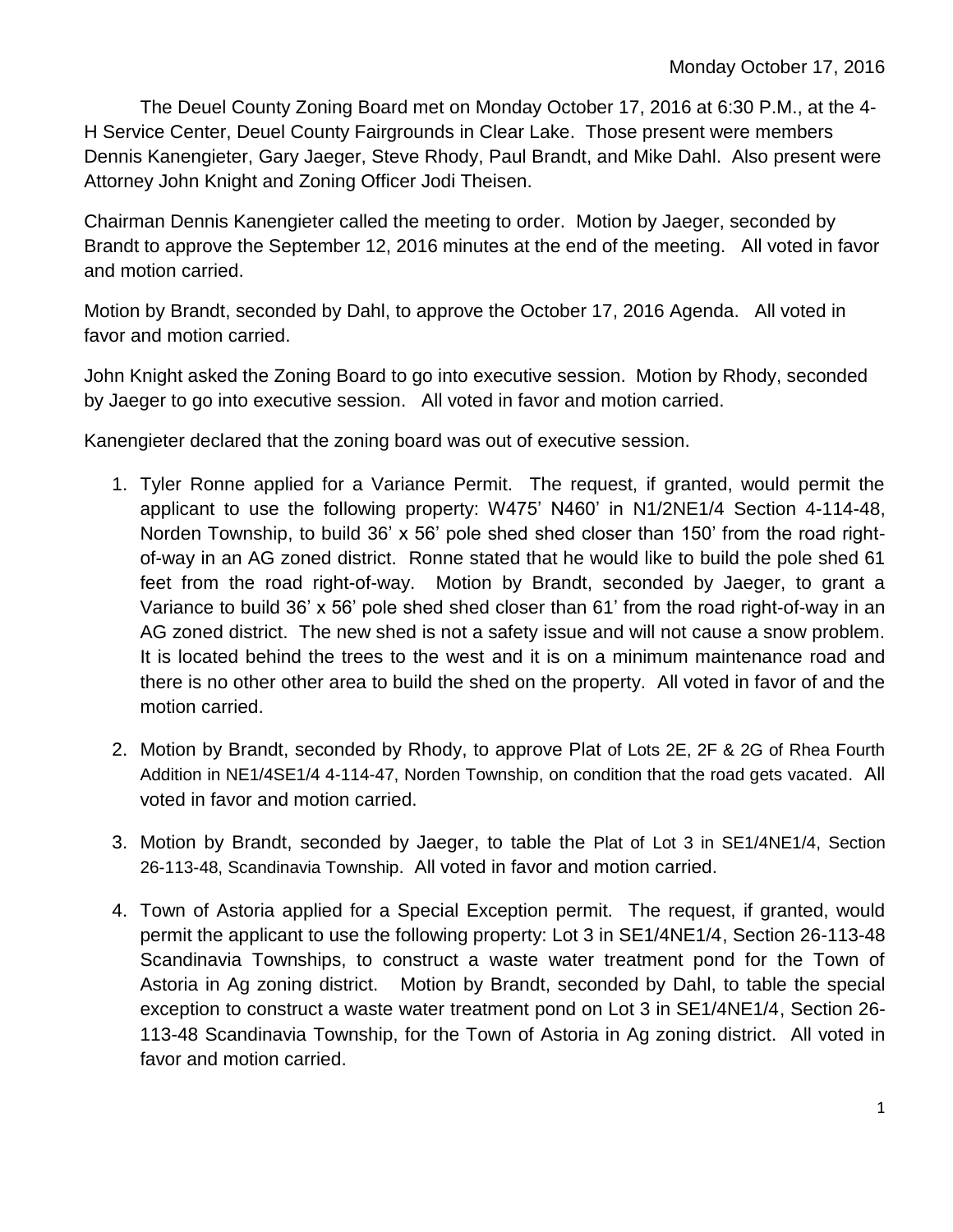Monday October 17, 2016

The Deuel County Zoning Board met on Monday October 17, 2016 at 6:30 P.M., at the 4-H Service Center, Deuel County Fairgrounds in Clear Lake. Those present were members Dennis Kanengieter, Gary Jaeger, Steve Rhody, Paul Brandt, and Mike Dahl. Also present were Attorney John Knight and Zoning Officer Jodi Theisen.

Chairman Dennis Kanengieter called the meeting to order. Motion by Jaeger, seconded by Brandt to approve the September 12, 2016 minutes at the end of the meeting. All voted in favor and motion carried.

Motion by Brandt, seconded by Dahl, to approve the October 17, 2016 Agenda. All voted in favor and motion carried.

John Knight asked the Zoning Board to go into executive session. Motion by Rhody, seconded by Jaeger to go into executive session. All voted in favor and motion carried.

Kanengieter declared that the zoning board was out of executive session.

1. Tyler Ronne applied for a Variance Permit. The request, if granted, would permit the applicant to use the following property: W475' N460' in N1/2NE1/4 Section 4-114-48, Norden Township, to build 36' x 56' pole shed shed closer than 150' from the road right-of-way in an AG zoned district. Ronne stated that he would like to build the pole shed 61 feet from the road right-of-way. Motion by Brandt, seconded by Jaeger, to grant a Variance to build 36' x 56' pole shed shed closer than 61' from the road right-of-way in an AG zoned district. The new shed is not a safety issue and will not cause a snow problem. It is located behind the trees to the west and it is on a minimum maintenance road and there is no other other area to build the shed on the property. All voted in favor of and the motion carried.

2. Motion by Brandt, seconded by Rhody, to approve Plat of Lots 2E, 2F & 2G of Rhea Fourth Addition in NE1/4SE1/4 4-114-47, Norden Township, on condition that the road gets vacated. All voted in favor and motion carried.

3. Motion by Brandt, seconded by Jaeger, to table the Plat of Lot 3 in SE1/4NE1/4, Section 26-113-48, Scandinavia Township. All voted in favor and motion carried.

4. Town of Astoria applied for a Special Exception permit. The request, if granted, would permit the applicant to use the following property: Lot 3 in SE1/4NE1/4, Section 26-113-48 Scandinavia Townships, to construct a waste water treatment pond for the Town of Astoria in Ag zoning district. Motion by Brandt, seconded by Dahl, to table the special exception to construct a waste water treatment pond on Lot 3 in SE1/4NE1/4, Section 26-113-48 Scandinavia Township, for the Town of Astoria in Ag zoning district. All voted in favor and motion carried.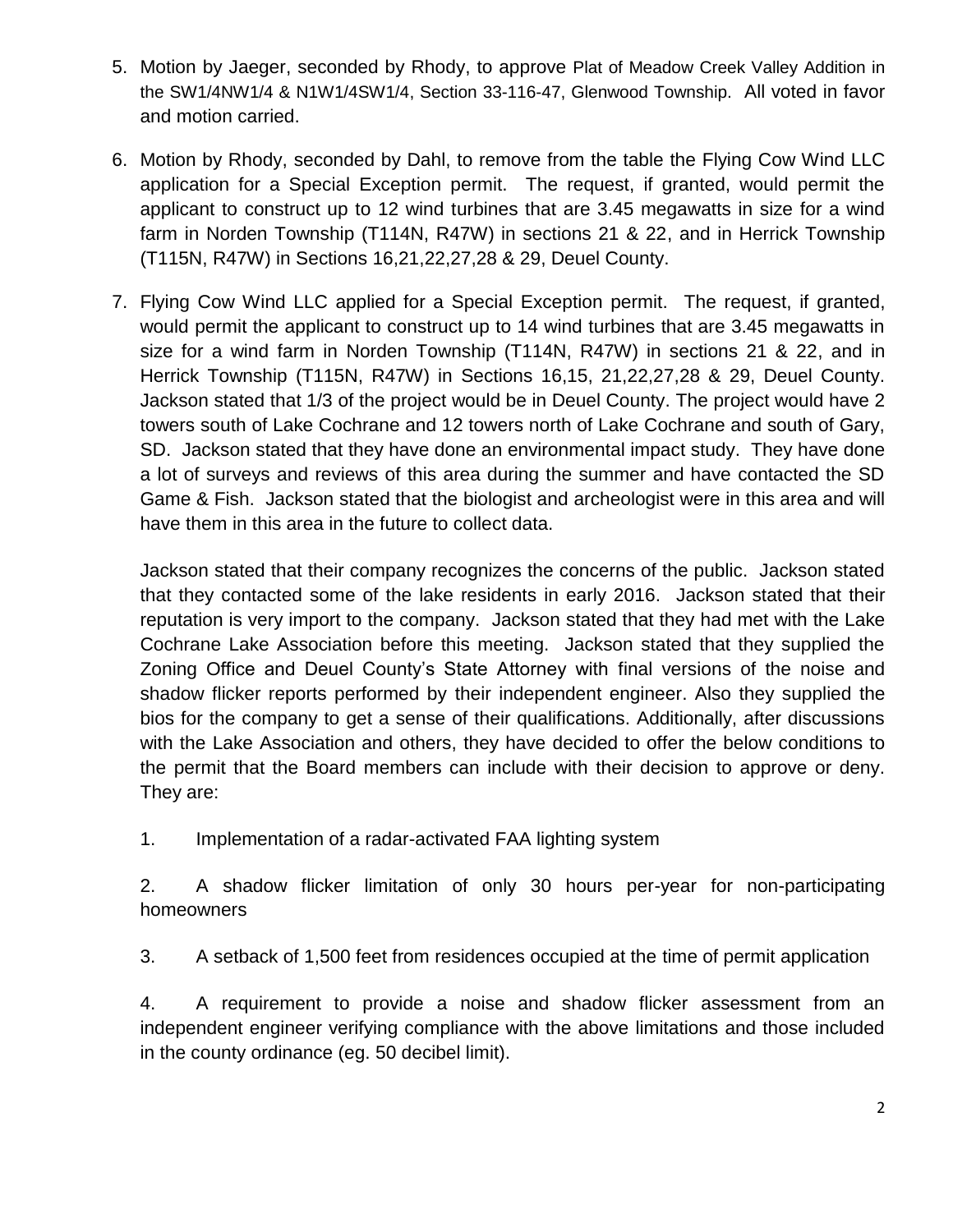5. Motion by Jaeger, seconded by Rhody, to approve Plat of Meadow Creek Valley Addition in the SW1/4NW1/4 & N1W1/4SW1/4, Section 33-116-47, Glenwood Township. All voted in favor and motion carried.

6. Motion by Rhody, seconded by Dahl, to remove from the table the Flying Cow Wind LLC application for a Special Exception permit. The request, if granted, would permit the applicant to construct up to 12 wind turbines that are 3.45 megawatts in size for a wind farm in Norden Township (T114N, R47W) in sections 21 & 22, and in Herrick Township (T115N, R47W) in Sections 16,21,22,27,28 & 29, Deuel County.

7. Flying Cow Wind LLC applied for a Special Exception permit. The request, if granted, would permit the applicant to construct up to 14 wind turbines that are 3.45 megawatts in size for a wind farm in Norden Township (T114N, R47W) in sections 21 & 22, and in Herrick Township (T115N, R47W) in Sections 16,15, 21,22,27,28 & 29, Deuel County. Jackson stated that 1/3 of the project would be in Deuel County. The project would have 2 towers south of Lake Cochrane and 12 towers north of Lake Cochrane and south of Gary, SD. Jackson stated that they have done an environmental impact study. They have done a lot of surveys and reviews of this area during the summer and have contacted the SD Game & Fish. Jackson stated that the biologist and archeologist were in this area and will have them in this area in the future to collect data.

   Jackson stated that their company recognizes the concerns of the public. Jackson stated that they contacted some of the lake residents in early 2016. Jackson stated that their reputation is very import to the company. Jackson stated that they had met with the Lake Cochrane Lake Association before this meeting. Jackson stated that they supplied the Zoning Office and Deuel County's State Attorney with final versions of the noise and shadow flicker reports performed by their independent engineer. Also they supplied the bios for the company to get a sense of their qualifications. Additionally, after discussions with the Lake Association and others, they have decided to offer the below conditions to the permit that the Board members can include with their decision to approve or deny. They are:

   1. Implementation of a radar-activated FAA lighting system

   2. A shadow flicker limitation of only 30 hours per-year for non-participating homeowners

   3. A setback of 1,500 feet from residences occupied at the time of permit application

   4. A requirement to provide a noise and shadow flicker assessment from an independent engineer verifying compliance with the above limitations and those included in the county ordinance (eg. 50 decibel limit).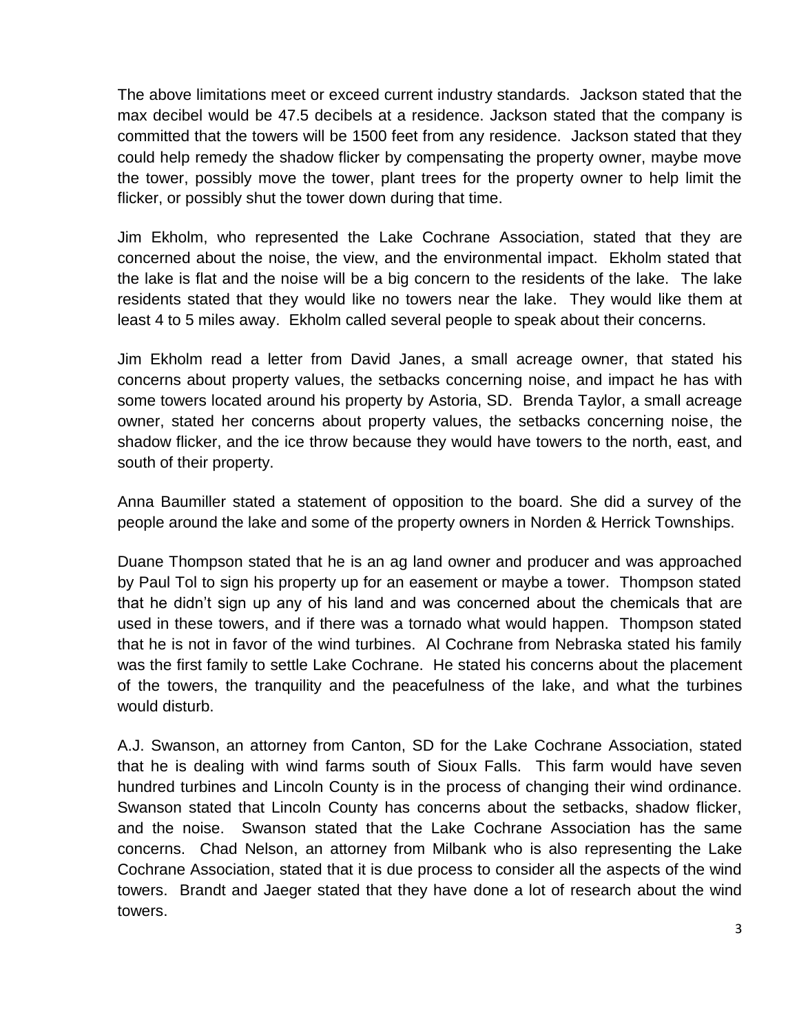The above limitations meet or exceed current industry standards. Jackson stated that the max decibel would be 47.5 decibels at a residence. Jackson stated that the company is committed that the towers will be 1500 feet from any residence. Jackson stated that they could help remedy the shadow flicker by compensating the property owner, maybe move the tower, possibly move the tower, plant trees for the property owner to help limit the flicker, or possibly shut the tower down during that time.

Jim Ekholm, who represented the Lake Cochrane Association, stated that they are concerned about the noise, the view, and the environmental impact. Ekholm stated that the lake is flat and the noise will be a big concern to the residents of the lake. The lake residents stated that they would like no towers near the lake. They would like them at least 4 to 5 miles away. Ekholm called several people to speak about their concerns.

Jim Ekholm read a letter from David Janes, a small acreage owner, that stated his concerns about property values, the setbacks concerning noise, and impact he has with some towers located around his property by Astoria, SD. Brenda Taylor, a small acreage owner, stated her concerns about property values, the setbacks concerning noise, the shadow flicker, and the ice throw because they would have towers to the north, east, and south of their property.

Anna Baumiller stated a statement of opposition to the board. She did a survey of the people around the lake and some of the property owners in Norden & Herrick Townships.

Duane Thompson stated that he is an ag land owner and producer and was approached by Paul Tol to sign his property up for an easement or maybe a tower. Thompson stated that he didn't sign up any of his land and was concerned about the chemicals that are used in these towers, and if there was a tornado what would happen. Thompson stated that he is not in favor of the wind turbines. Al Cochrane from Nebraska stated his family was the first family to settle Lake Cochrane. He stated his concerns about the placement of the towers, the tranquility and the peacefulness of the lake, and what the turbines would disturb.

A.J. Swanson, an attorney from Canton, SD for the Lake Cochrane Association, stated that he is dealing with wind farms south of Sioux Falls. This farm would have seven hundred turbines and Lincoln County is in the process of changing their wind ordinance. Swanson stated that Lincoln County has concerns about the setbacks, shadow flicker, and the noise. Swanson stated that the Lake Cochrane Association has the same concerns. Chad Nelson, an attorney from Milbank who is also representing the Lake Cochrane Association, stated that it is due process to consider all the aspects of the wind towers. Brandt and Jaeger stated that they have done a lot of research about the wind towers.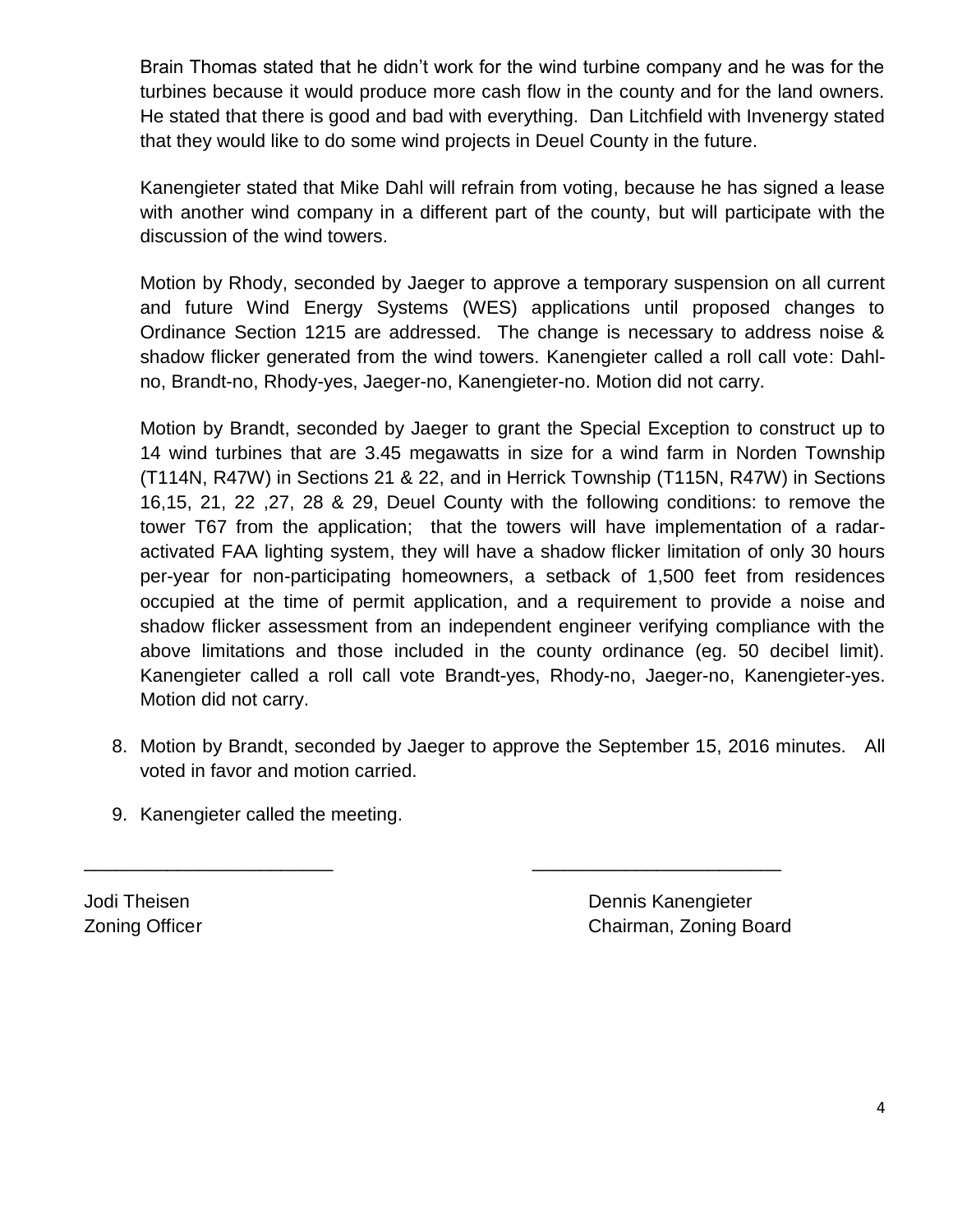Brain Thomas stated that he didn't work for the wind turbine company and he was for the turbines because it would produce more cash flow in the county and for the land owners. He stated that there is good and bad with everything. Dan Litchfield with Invenergy stated that they would like to do some wind projects in Deuel County in the future.

Kanengieter stated that Mike Dahl will refrain from voting, because he has signed a lease with another wind company in a different part of the county, but will participate with the discussion of the wind towers.

Motion by Rhody, seconded by Jaeger to approve a temporary suspension on all current and future Wind Energy Systems (WES) applications until proposed changes to Ordinance Section 1215 are addressed. The change is necessary to address noise & shadow flicker generated from the wind towers. Kanengieter called a roll call vote: Dahl-no, Brandt-no, Rhody-yes, Jaeger-no, Kanengieter-no. Motion did not carry.

Motion by Brandt, seconded by Jaeger to grant the Special Exception to construct up to 14 wind turbines that are 3.45 megawatts in size for a wind farm in Norden Township (T114N, R47W) in Sections 21 & 22, and in Herrick Township (T115N, R47W) in Sections 16,15, 21, 22 ,27, 28 & 29, Deuel County with the following conditions: to remove the tower T67 from the application; that the towers will have implementation of a radar-activated FAA lighting system, they will have a shadow flicker limitation of only 30 hours per-year for non-participating homeowners, a setback of 1,500 feet from residences occupied at the time of permit application, and a requirement to provide a noise and shadow flicker assessment from an independent engineer verifying compliance with the above limitations and those included in the county ordinance (eg. 50 decibel limit). Kanengieter called a roll call vote Brandt-yes, Rhody-no, Jaeger-no, Kanengieter-yes. Motion did not carry.

8. Motion by Brandt, seconded by Jaeger to approve the September 15, 2016 minutes. All voted in favor and motion carried.
9. Kanengieter called the meeting.

________________________ ________________________

Jodi Theisen
Zoning Officer

Dennis Kanengieter
Chairman, Zoning Board